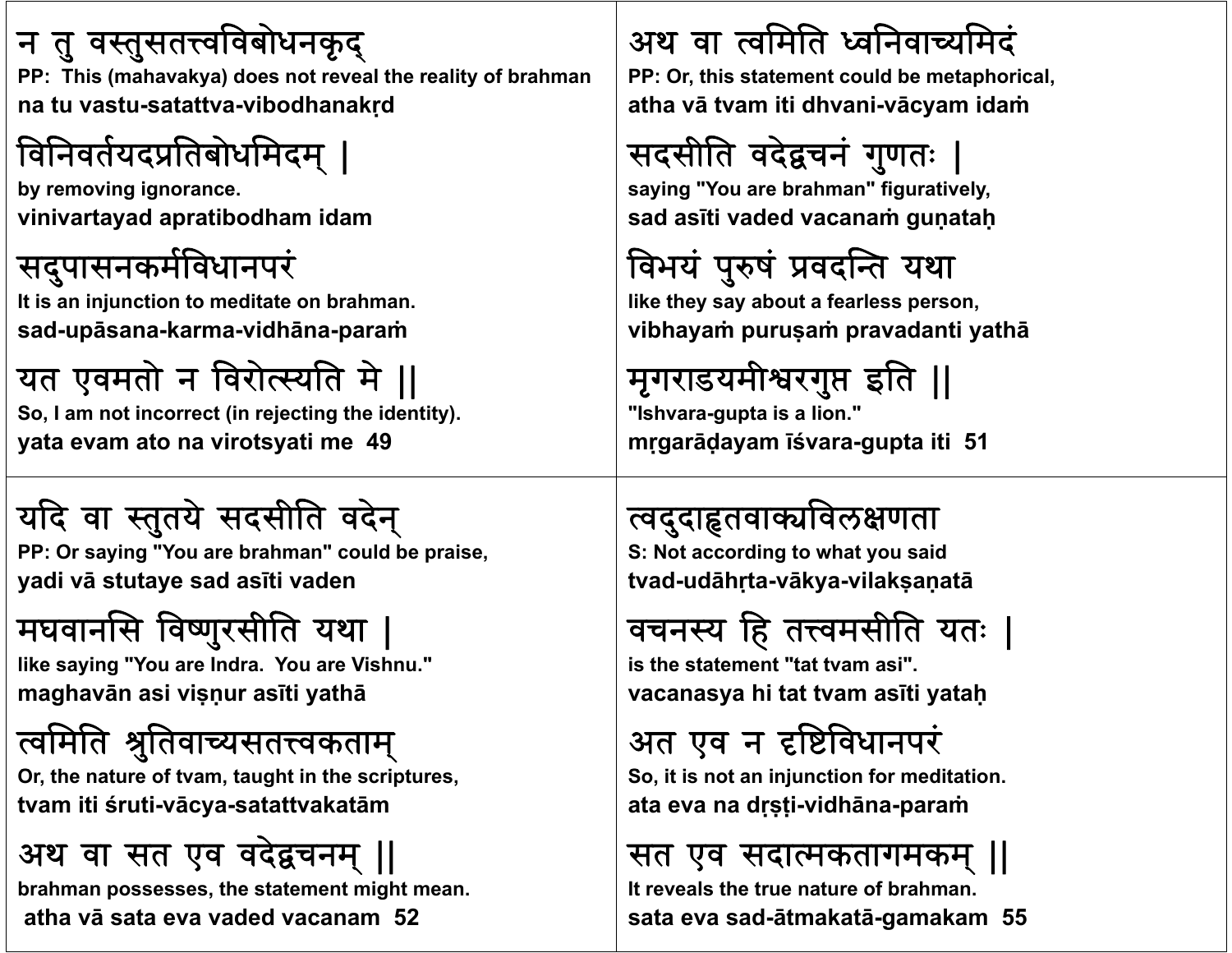न तु वस्तुसतत्त्वविबोधनकृद्
**PP: This (mahavakya) does not reveal the reality of brahman**
**na tu vastu-satattva-vibodhanakṛd**

विनिवर्तयदप्रतिबोधमिदम् |
**by removing ignorance.**
**vinivartayad apratibodham idam**

सदुपासनकर्मविधानपरं
**It is an injunction to meditate on brahman.**
**sad-upāsana-karma-vidhāna-paraṁ**

यत एवमतो न विरोत्स्यति मे ||
**So, I am not incorrect (in rejecting the identity).**
**yata evam ato na virotsyati me 49**

---

अथ वा त्वमिति ध्वनिवाच्यमिदं
**PP: Or, this statement could be metaphorical,**
**atha vā tvam iti dhvani-vācyam idaṁ**

सदसीति वदेद्वचनं गुणतः |
**saying "You are brahman" figuratively,**
**sad asīti vaded vacanaṁ guṇataḥ**

विभयं पुरुषं प्रवदन्ति यथा
**like they say about a fearless person,**
**vibhayaṁ puruṣaṁ pravadanti yathā**

मृगराडयमीश्वरगुप्त इति ||
**"Ishvara-gupta is a lion."**
**mṛgarāḍayam īśvara-gupta iti 51**

---

यदि वा स्तुतये सदसीति वदेन्
**PP: Or saying "You are brahman" could be praise,**
**yadi vā stutaye sad asīti vaden**

मघवानसि विष्णुरसीति यथा |
**like saying "You are Indra. You are Vishnu."**
**maghavān asi viṣṇur asīti yathā**

त्वमिति श्रुतिवाच्यसतत्त्वकताम्
**Or, the nature of tvam, taught in the scriptures,**
**tvam iti śruti-vācya-satattvakatām**

अथ वा सत एव वदेद्वचनम् ||
**brahman possesses, the statement might mean.**
**atha vā sata eva vaded vacanam 52**

---

त्वदुदाहृतवाक्यविलक्षणता
**S: Not according to what you said**
**tvad-udāhṛta-vākya-vilakṣaṇatā**

वचनस्य हि तत्त्वमसीति यतः |
**is the statement "tat tvam asi".**
**vacanasya hi tat tvam asīti yataḥ**

अत एव न दृष्टिविधानपरं
**So, it is not an injunction for meditation.**
**ata eva na dṛṣṭi-vidhāna-paraṁ**

सत एव सदात्मकतागमकम् ||
**It reveals the true nature of brahman.**
**sata eva sad-ātmakatā-gamakam 55**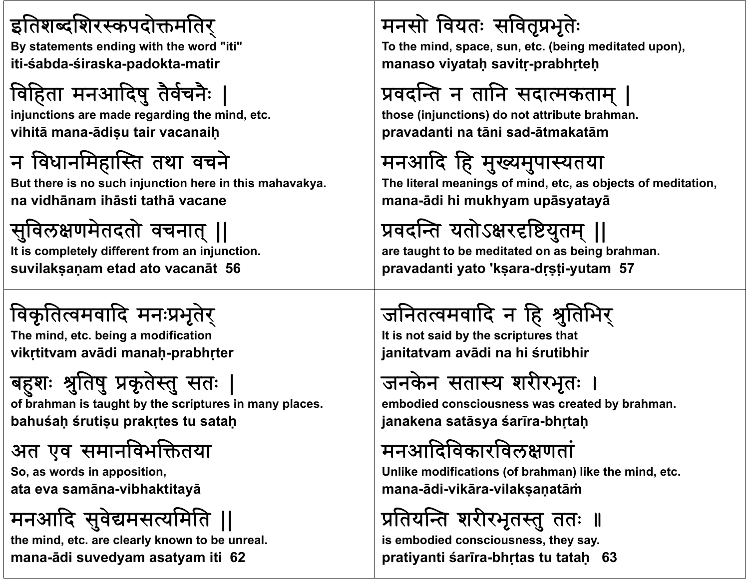इतिशब्दशिरस्कपदोक्तमतिर्
**By statements ending with the word "iti"**
**iti-śabda-śiraska-padokta-matir**

विहिता मनआदिषु तैर्वचनैः ।
**injunctions are made regarding the mind, etc.**
**vihitā mana-ādiṣu tair vacanaiḥ**

न विधानमिहास्ति तथा वचने
**But there is no such injunction here in this mahavakya.**
**na vidhānam ihāsti tathā vacane**

सुविलक्षणमेतदतो वचनात् ॥
**It is completely different from an injunction.**
**suvilakṣaṇam etad ato vacanāt 56**

मनसो वियतः सवितृप्रभृतेः
**To the mind, space, sun, etc. (being meditated upon),**
**manaso viyataḥ savitṛ-prabhṛteḥ**

प्रवदन्ति न तानि सदात्मकताम् ।
**those (injunctions) do not attribute brahman.**
**pravadanti na tāni sad-ātmakatām**

मनआदि हि मुख्यमुपास्यतया
**The literal meanings of mind, etc, as objects of meditation,**
**mana-ādi hi mukhyam upāsyatayā**

प्रवदन्ति यतोऽक्षरदृष्टियुतम् ॥
**are taught to be meditated on as being brahman.**
**pravadanti yato 'kṣara-dṛṣṭi-yutam 57**

विकृतित्वमवादि मनःप्रभृतेर्
**The mind, etc. being a modification**
**vikṛtitvam avādi manaḥ-prabhṛter**

बहुशः श्रुतिषु प्रकृतेस्तु सतः ।
**of brahman is taught by the scriptures in many places.**
**bahuśaḥ śrutiṣu prakṛtes tu sataḥ**

अत एव समानविभक्तितया
**So, as words in apposition,**
**ata eva samāna-vibhaktitayā**

मनआदि सुवेद्यमसत्यमिति ॥
**the mind, etc. are clearly known to be unreal.**
**mana-ādi suvedyam asatyam iti 62**

जनितत्वमवादि न हि श्रुतिभिर्
**It is not said by the scriptures that**
**janitatvam avādi na hi śrutibhir**

जनकेन सतास्य शरीरभृतः ।
**embodied consciousness was created by brahman.**
**janakena satāsya śarīra-bhṛtaḥ**

मनआदिविकारविलक्षणतां
**Unlike modifications (of brahman) like the mind, etc.**
**mana-ādi-vikāra-vilakṣaṇatāṁ**

प्रतियन्ति शरीरभृतस्तु ततः ॥
**is embodied consciousness, they say.**
**pratiyanti śarīra-bhṛtas tu tataḥ 63**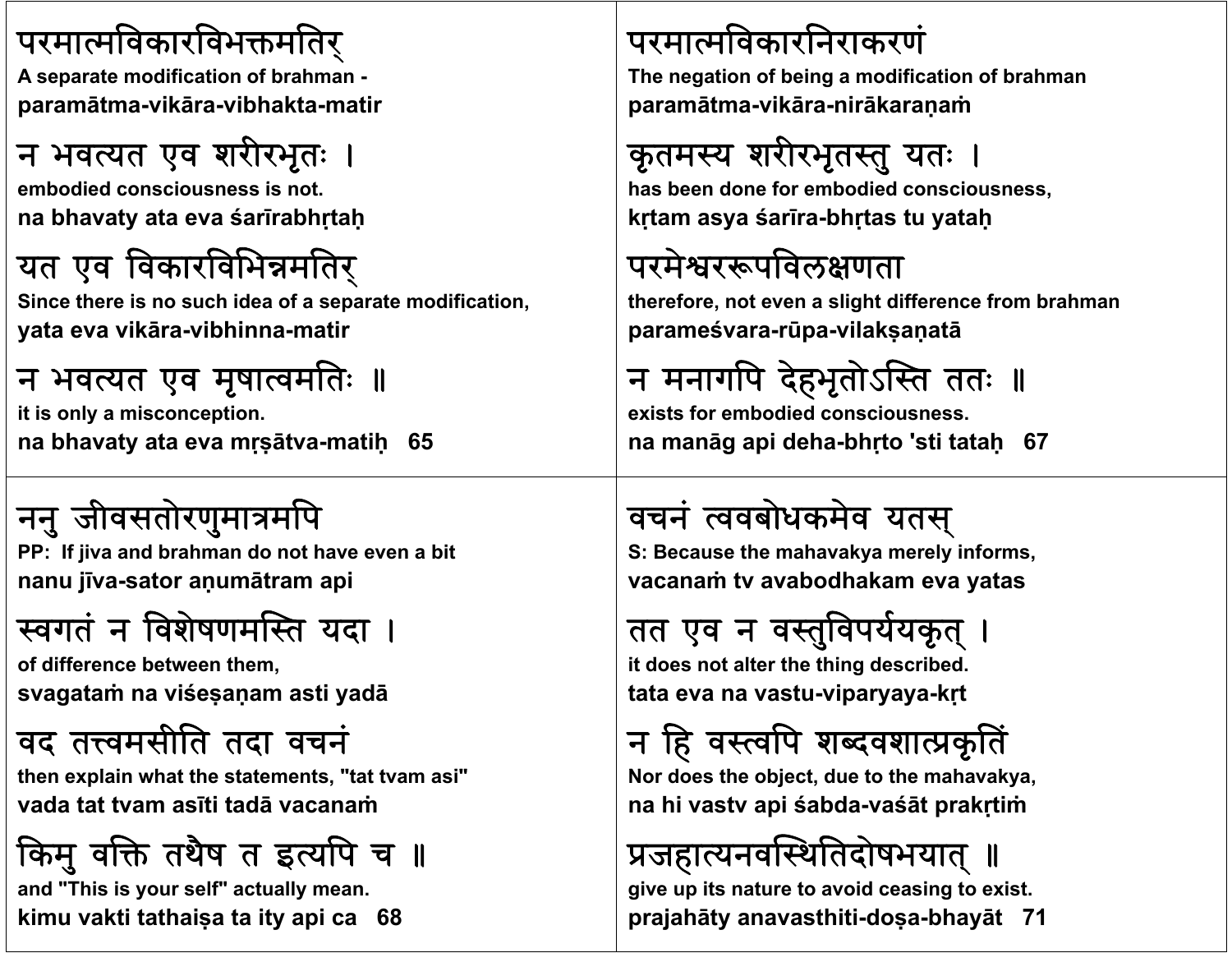परमात्मविकारविभक्तमतिर्
A separate modification of brahman -
paramātma-vikāra-vibhakta-matir

न भवत्यत एव शरीरभृतः ।
embodied consciousness is not.
na bhavaty ata eva śarīrabhṛtaḥ

यत एव विकारविभिन्नमतिर्
Since there is no such idea of a separate modification,
yata eva vikāra-vibhinna-matir

न भवत्यत एव मृषात्वमतिः ॥
it is only a misconception.
na bhavaty ata eva mṛṣātva-matiḥ 65

परमात्मविकारनिराकरणं
The negation of being a modification of brahman
paramātma-vikāra-nirākaraṇaṁ

कृतमस्य शरीरभृतस्तु यतः ।
has been done for embodied consciousness,
kṛtam asya śarīra-bhṛtas tu yataḥ

परमेश्वररूपविलक्षणता
therefore, not even a slight difference from brahman
parameśvara-rūpa-vilakṣaṇatā

न मनागपि देहभृतोऽस्ति ततः ॥
exists for embodied consciousness.
na manāg api deha-bhṛto 'sti tataḥ 67

ननु जीवसतोरणुमात्रमपि
PP: If jiva and brahman do not have even a bit
nanu jīva-sator aṇumātram api

स्वगतं न विशेषणमस्ति यदा ।
of difference between them,
svagataṁ na viśeṣaṇam asti yadā

वद तत्त्वमसीति तदा वचनं
then explain what the statements, "tat tvam asi"
vada tat tvam asīti tadā vacanaṁ

किमु वक्ति तथैष त इत्यपि च ॥
and "This is your self" actually mean.
kimu vakti tathaiṣa ta ity api ca 68

वचनं त्ववबोधकमेव यतस्
S: Because the mahavakya merely informs,
vacanaṁ tv avabodhakam eva yatas

तत एव न वस्तुविपर्ययकृत् ।
it does not alter the thing described.
tata eva na vastu-viparyaya-kṛt

न हि वस्त्वपि शब्दवशात्प्रकृतिं
Nor does the object, due to the mahavakya,
na hi vastv api śabda-vaśāt prakṛtiṁ

प्रजहात्यनवस्थितिदोषभयात् ॥
give up its nature to avoid ceasing to exist.
prajahāty anavasthiti-doṣa-bhayāt 71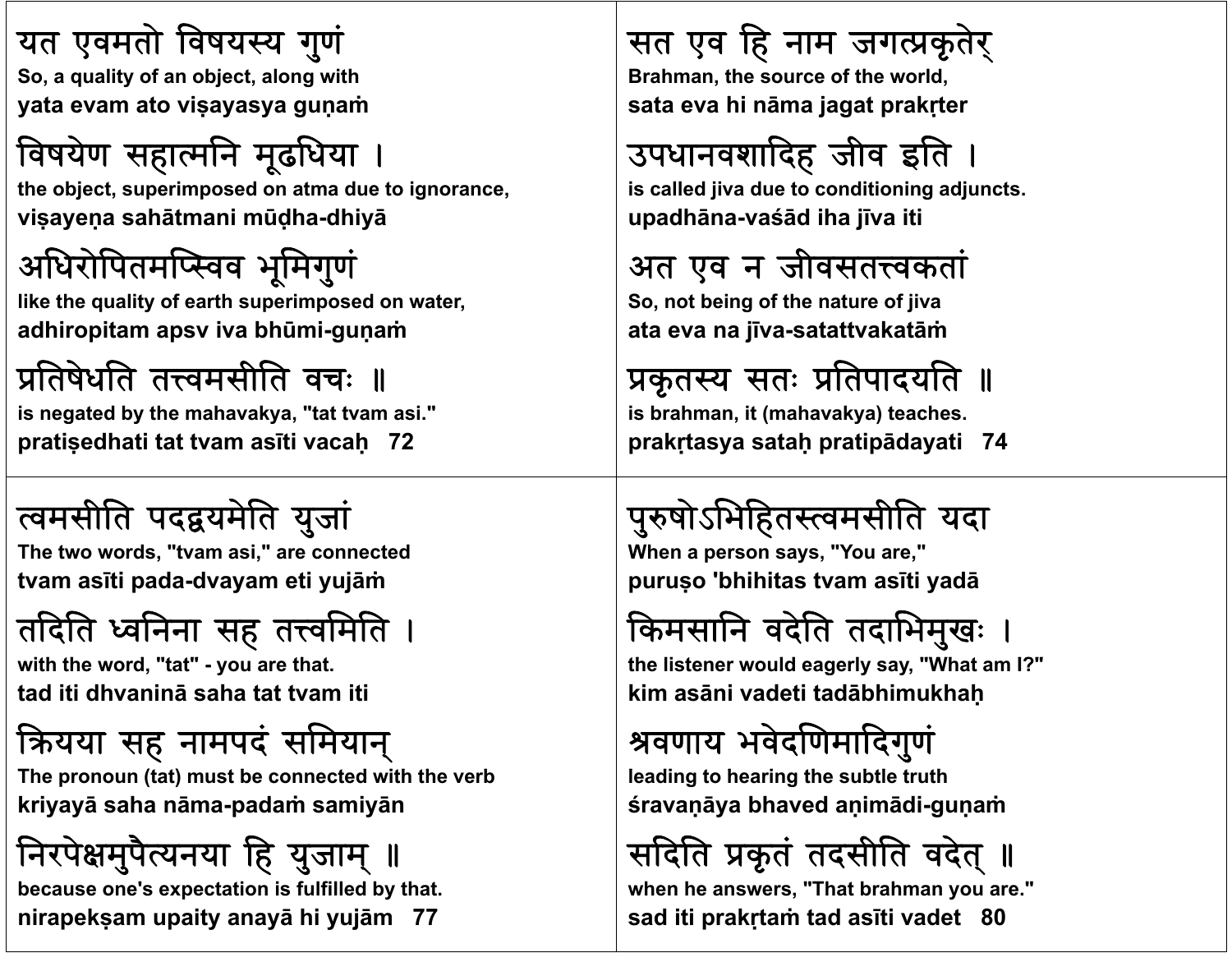यत एवमतो विषयस्य गुणं
**So, a quality of an object, along with**
**yata evam ato viṣayasya guṇaṁ**

विषयेण सहात्मनि मूढधिया ।
**the object, superimposed on atma due to ignorance,**
**viṣayeṇa sahātmani mūḍha-dhiyā**

अधिरोपितमप्स्विव भूमिगुणं
**like the quality of earth superimposed on water,**
**adhiropitam apsv iva bhūmi-guṇaṁ**

प्रतिषेधति तत्त्वमसीति वचः ॥
**is negated by the mahavakya, "tat tvam asi."**
**pratiṣedhati tat tvam asīti vacaḥ 72**

सत एव हि नाम जगत्प्रकृतेर्
**Brahman, the source of the world,**
**sata eva hi nāma jagat prakṛter**

उपधानवशादिह जीव इति ।
**is called jiva due to conditioning adjuncts.**
**upadhāna-vaśād iha jīva iti**

अत एव न जीवसतत्त्वकतां
**So, not being of the nature of jiva**
**ata eva na jīva-satattvakatāṁ**

प्रकृतस्य सतः प्रतिपादयति ॥
**is brahman, it (mahavakya) teaches.**
**prakṛtasya sataḥ pratipādayati 74**

त्वमसीति पदद्वयमेति युजां
**The two words, "tvam asi," are connected**
**tvam asīti pada-dvayam eti yujāṁ**

तदिति ध्वनिना सह तत्त्वमिति ।
**with the word, "tat" - you are that.**
**tad iti dhvaninā saha tat tvam iti**

क्रियया सह नामपदं समियान्
**The pronoun (tat) must be connected with the verb**
**kriyayā saha nāma-padaṁ samiyān**

निरपेक्षमुपैत्यनया हि युजाम् ॥
**because one's expectation is fulfilled by that.**
**nirapekṣam upaity anayā hi yujām 77**

पुरुषोऽभिहितस्त्वमसीति यदा
**When a person says, "You are,"**
**puruṣo 'bhihitas tvam asīti yadā**

किमसानि वदेति तदाभिमुखः ।
**the listener would eagerly say, "What am I?"**
**kim asāni vadeti tadābhimukhaḥ**

श्रवणाय भवेदणिमादिगुणं
**leading to hearing the subtle truth**
**śravaṇāya bhaved aṇimādi-guṇaṁ**

सदिति प्रकृतं तदसीति वदेत् ॥
**when he answers, "That brahman you are."**
**sad iti prakṛtaṁ tad asīti vadet 80**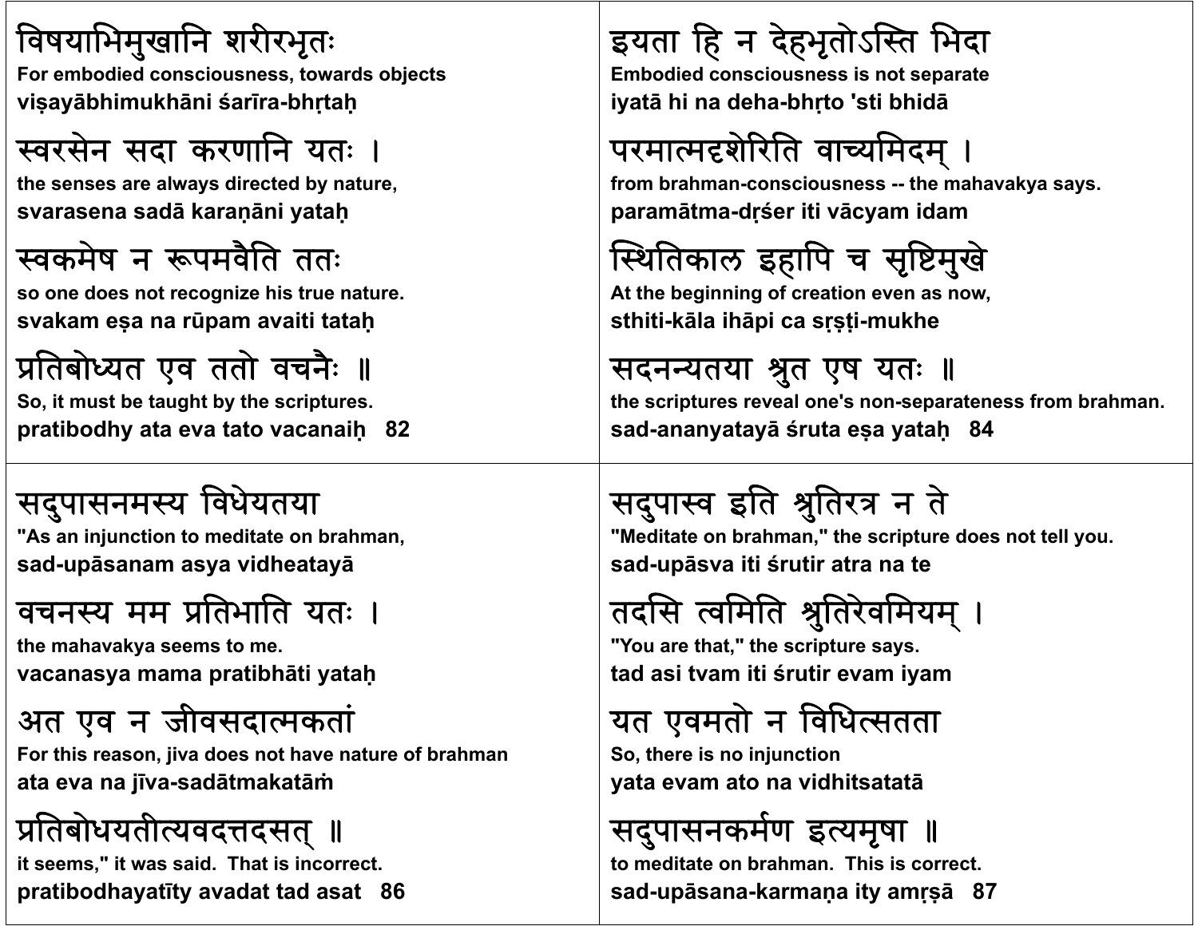विषयाभिमुखानि शरीरभृतः
For embodied consciousness, towards objects
viṣayābhimukhāni śarīra-bhṛtaḥ

स्वरसेन सदा करणानि यतः ।
the senses are always directed by nature,
svarasena sadā karaṇāni yataḥ

स्वकमेष न रूपमवैति ततः
so one does not recognize his true nature.
svakam eṣa na rūpam avaiti tataḥ

प्रतिबोध्यत एव ततो वचनैः ॥
So, it must be taught by the scriptures.
pratibodhy ata eva tato vacanaiḥ 82

इयता हि न देहभृतोऽस्ति भिदा
Embodied consciousness is not separate
iyatā hi na deha-bhṛto 'sti bhidā

परमात्मदृशेरिति वाच्यमिदम् ।
from brahman-consciousness -- the mahavakya says.
paramātma-dṛśer iti vācyam idam

स्थितिकाल इहापि च सृष्टिमुखे
At the beginning of creation even as now,
sthiti-kāla ihāpi ca sṛṣṭi-mukhe

सदनन्यतया श्रुत एष यतः ॥
the scriptures reveal one's non-separateness from brahman.
sad-ananyatayā śruta eṣa yataḥ 84

सदुपासनमस्य विधेयतया
"As an injunction to meditate on brahman,
sad-upāsanam asya vidheatayā

वचनस्य मम प्रतिभाति यतः ।
the mahavakya seems to me.
vacanasya mama pratibhāti yataḥ

अत एव न जीवसदात्मकतां
For this reason, jiva does not have nature of brahman
ata eva na jīva-sadātmakatāṁ

प्रतिबोधयतीत्यवदत्तदसत् ॥
it seems," it was said. That is incorrect.
pratibodhayatīty avadat tad asat 86

सदुपास्व इति श्रुतिरत्र न ते
"Meditate on brahman," the scripture does not tell you.
sad-upāsva iti śrutir atra na te

तदसि त्वमिति श्रुतिरेवमियम् ।
"You are that," the scripture says.
tad asi tvam iti śrutir evam iyam

यत एवमतो न विधित्सतता
So, there is no injunction
yata evam ato na vidhitsatatā

सदुपासनकर्मण इत्यमृषा ॥
to meditate on brahman. This is correct.
sad-upāsana-karmaṇa ity amṛṣā 87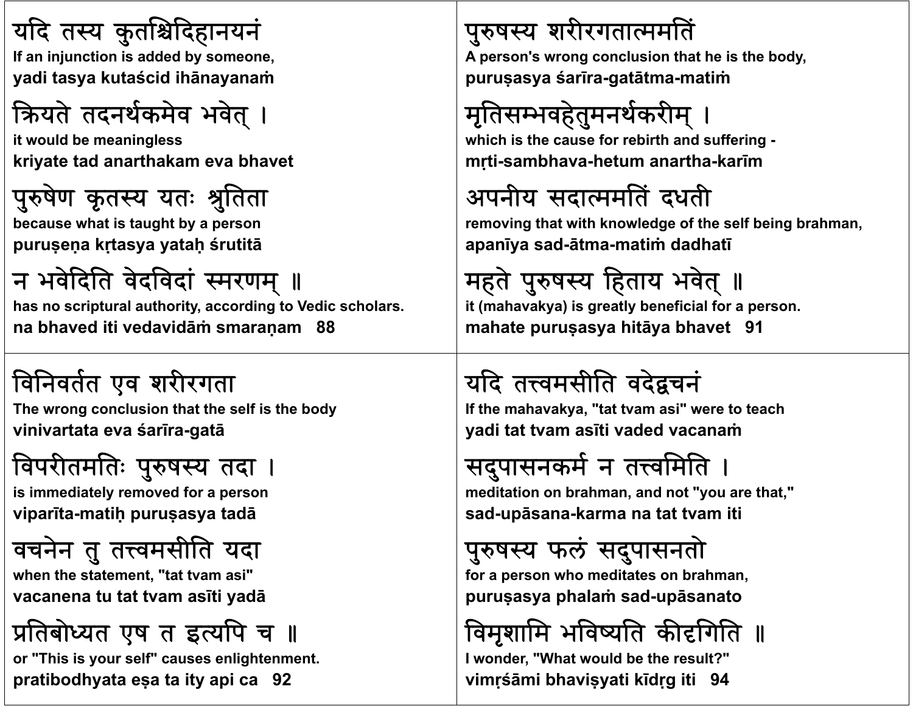यदि तस्य कुतश्चिदिहानयनं
If an injunction is added by someone,
yadi tasya kutaścid ihānayanaṁ

क्रियते तदनर्थकमेव भवेत् ।
it would be meaningless
kriyate tad anarthakam eva bhavet

पुरुषेण कृतस्य यतः श्रुतिता
because what is taught by a person
puruṣeṇa kṛtasya yataḥ śrutitā

न भवेदिति वेदविदां स्मरणम् ॥
has no scriptural authority, according to Vedic scholars.
na bhaved iti vedavidāṁ smaraṇam 88

पुरुषस्य शरीरगतात्ममतिं
A person's wrong conclusion that he is the body,
puruṣasya śarīra-gatātma-matiṁ

मृतिसम्भवहेतुमनर्थकरीम् ।
which is the cause for rebirth and suffering -
mṛti-sambhava-hetum anartha-karīm

अपनीय सदात्ममतिं दधती
removing that with knowledge of the self being brahman,
apanīya sad-ātma-matiṁ dadhatī

महते पुरुषस्य हिताय भवेत् ॥
it (mahavakya) is greatly beneficial for a person.
mahate puruṣasya hitāya bhavet 91

विनिवर्तत एव शरीरगता
The wrong conclusion that the self is the body
vinivartata eva śarīra-gatā

विपरीतमतिः पुरुषस्य तदा ।
is immediately removed for a person
viparīta-matiḥ puruṣasya tadā

वचनेन तु तत्त्वमसीति यदा
when the statement, "tat tvam asi"
vacanena tu tat tvam asīti yadā

प्रतिबोध्यत एष त इत्यपि च ॥
or "This is your self" causes enlightenment.
pratibodhyata eṣa ta ity api ca 92

यदि तत्त्वमसीति वदेद्वचनं
If the mahavakya, "tat tvam asi" were to teach
yadi tat tvam asīti vaded vacanaṁ

सदुपासनकर्म न तत्त्वमिति ।
meditation on brahman, and not "you are that,"
sad-upāsana-karma na tat tvam iti

पुरुषस्य फलं सदुपासनतो
for a person who meditates on brahman,
puruṣasya phalaṁ sad-upāsanato

विमृशामि भविष्यति कीदृगिति ॥
I wonder, "What would be the result?"
vimṛśāmi bhaviṣyati kīdṛg iti 94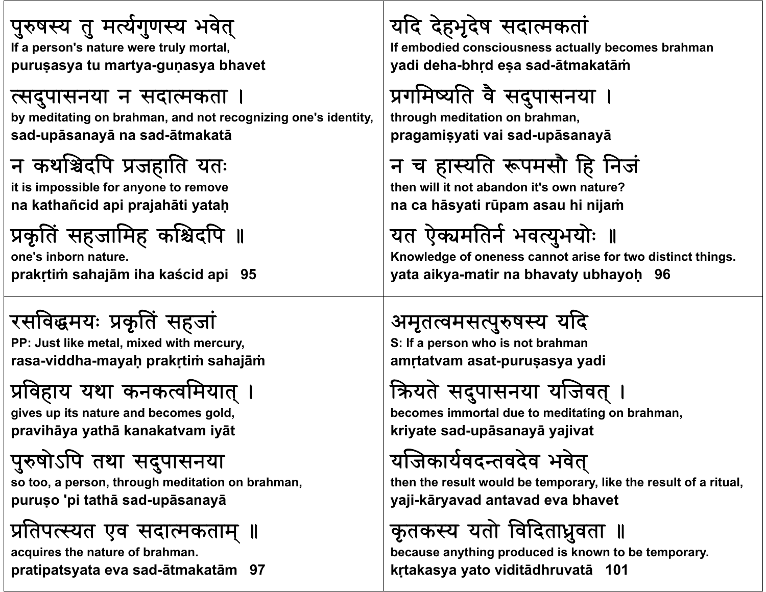पुरुषस्य तु मर्त्यगुणस्य भवेत्
If a person's nature were truly mortal,
puruṣasya tu martya-guṇasya bhavet

त्सदुपासनया न सदात्मकता ।
by meditating on brahman, and not recognizing one's identity,
sad-upāsanayā na sad-ātmakatā

न कथञ्चिदपि प्रजहाति यतः
it is impossible for anyone to remove
na kathañcid api prajahāti yataḥ

प्रकृतिं सहजामिह कश्चिदपि ॥
one's inborn nature.
prakṛtiṁ sahajām iha kaścid api   95

यदि देहभृदेष सदात्मकतां
If embodied consciousness actually becomes brahman
yadi deha-bhṛd eṣa sad-ātmakatāṁ

प्रगमिष्यति वै सदुपासनया ।
through meditation on brahman,
pragamiṣyati vai sad-upāsanayā

न च हास्यति रूपमसौ हि निजं
then will it not abandon it's own nature?
na ca hāsyati rūpam asau hi nijaṁ

यत ऐक्यमतिर्न भवत्युभयोः ॥
Knowledge of oneness cannot arise for two distinct things.
yata aikya-matir na bhavaty ubhayoḥ   96

रसविद्धमयः प्रकृतिं सहजां
PP: Just like metal, mixed with mercury,
rasa-viddha-mayaḥ prakṛtiṁ sahajāṁ

प्रविहाय यथा कनकत्वमियात् ।
gives up its nature and becomes gold,
pravihāya yathā kanakatvam iyāt

पुरुषोऽपि तथा सदुपासनया
so too, a person, through meditation on brahman,
puruṣo 'pi tathā sad-upāsanayā

प्रतिपत्स्यत एव सदात्मकताम् ॥
acquires the nature of brahman.
pratipatsyata eva sad-ātmakatām   97

अमृतत्वमसत्पुरुषस्य यदि
S: If a person who is not brahman
amṛtatvam asat-puruṣasya yadi

क्रियते सदुपासनया यजिवत् ।
becomes immortal due to meditating on brahman,
kriyate sad-upāsanayā yajivat

यजिकार्यवदन्तवदेव भवेत्
then the result would be temporary, like the result of a ritual,
yaji-kāryavad antavad eva bhavet

कृतकस्य यतो विदिताध्रुवता ॥
because anything produced is known to be temporary.
kṛtakasya yato viditādhruvatā   101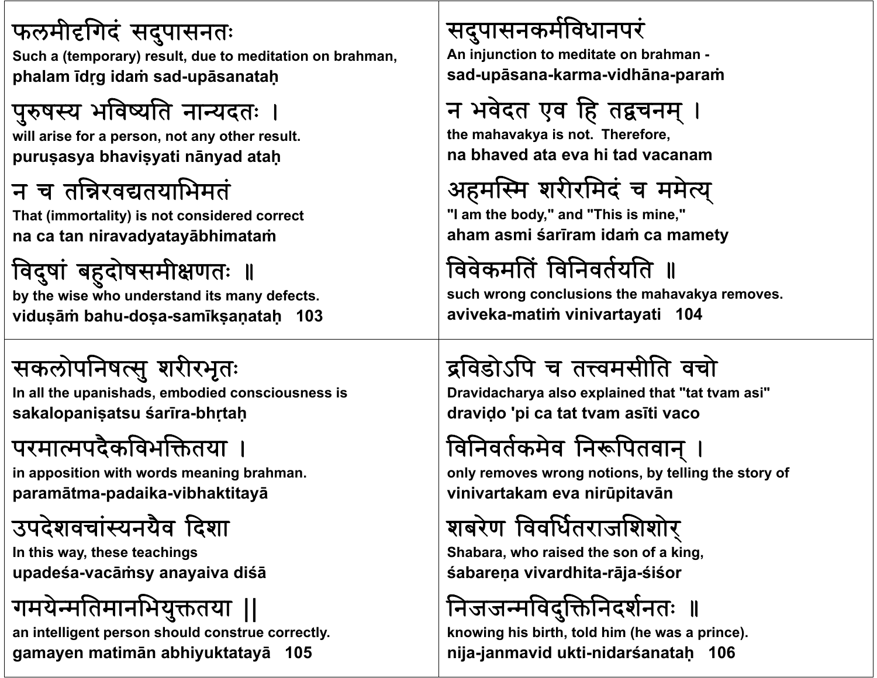फलमीदृगिदं सदुपासनतः
**Such a (temporary) result, due to meditation on brahman,**
**phalam īdṛg idaṁ sad-upāsanataḥ**

पुरुषस्य भविष्यति नान्यदतः ।
**will arise for a person, not any other result.**
**puruṣasya bhaviṣyati nānyad ataḥ**

न च तन्निरवद्यतयाभिमतं
**That (immortality) is not considered correct**
**na ca tan niravadyatayābhimataṁ**

विदुषां बहुदोषसमीक्षणतः ॥
**by the wise who understand its many defects.**
**viduṣāṁ bahu-doṣa-samīkṣaṇataḥ 103**

सदुपासनकर्मविधानपरं
**An injunction to meditate on brahman -**
**sad-upāsana-karma-vidhāna-paraṁ**

न भवेदत एव हि तद्वचनम् ।
**the mahavakya is not. Therefore,**
**na bhaved ata eva hi tad vacanam**

अहमस्मि शरीरमिदं च ममेत्य्
**"I am the body," and "This is mine,"**
**aham asmi śarīram idaṁ ca mamety**

विवेकमतिं विनिवर्तयति ॥
**such wrong conclusions the mahavakya removes.**
**aviveka-matiṁ vinivartayati 104**

सकलोपनिषत्सु शरीरभृतः
**In all the upanishads, embodied consciousness is**
**sakalopaniṣatsu śarīra-bhṛtaḥ**

परमात्मपदैकविभक्तितया ।
**in apposition with words meaning brahman.**
**paramātma-padaika-vibhaktitayā**

उपदेशवचांस्यनयैव दिशा
**In this way, these teachings**
**upadeśa-vacāṁsy anayaiva diśā**

गमयेन्मतिमानभियुक्ततया ||
**an intelligent person should construe correctly.**
**gamayen matimān abhiyuktatayā 105**

द्रविडोऽपि च तत्त्वमसीति वचो
**Dravidacharya also explained that "tat tvam asi"**
**draviḍo 'pi ca tat tvam asīti vaco**

विनिवर्तकमेव निरूपितवान् ।
**only removes wrong notions, by telling the story of**
**vinivartakam eva nirūpitavān**

शबरेण विवर्धितराजशिशोर्
**Shabara, who raised the son of a king,**
**śabareṇa vivardhita-rāja-śiśor**

निजजन्मविदुक्तिनिदर्शनतः ॥
**knowing his birth, told him (he was a prince).**
**nija-janmavid ukti-nidarśanataḥ 106**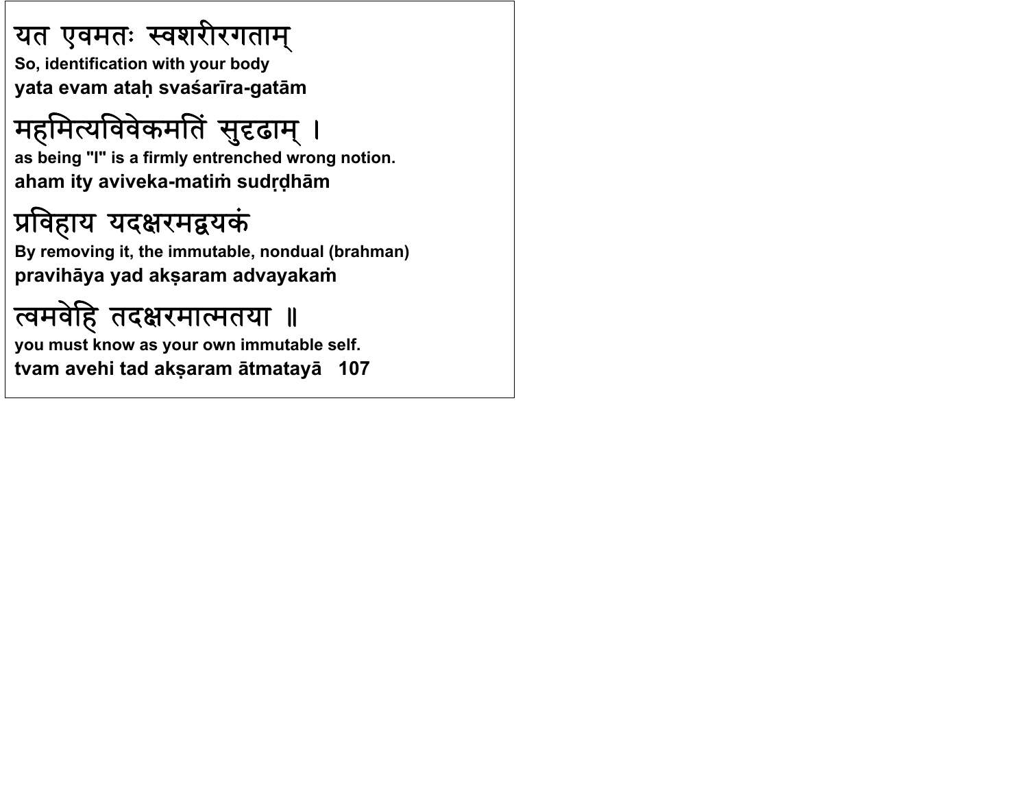यत एवमतः स्वशरीरगताम्
**So, identification with your body**
**yata evam ataḥ svaśarīra-gatām**

महमित्यविवेकमतिं सुदृढाम् ।
**as being "I" is a firmly entrenched wrong notion.**
**aham ity aviveka-matiṁ sudṛḍhām**

प्रविहाय यदक्षरमद्वयकं
**By removing it, the immutable, nondual (brahman)**
**pravihāya yad akṣaram advayakaṁ**

त्वमवेहि तदक्षरमात्मतया ॥
**you must know as your own immutable self.**
**tvam avehi tad akṣaram ātmatayā 107**